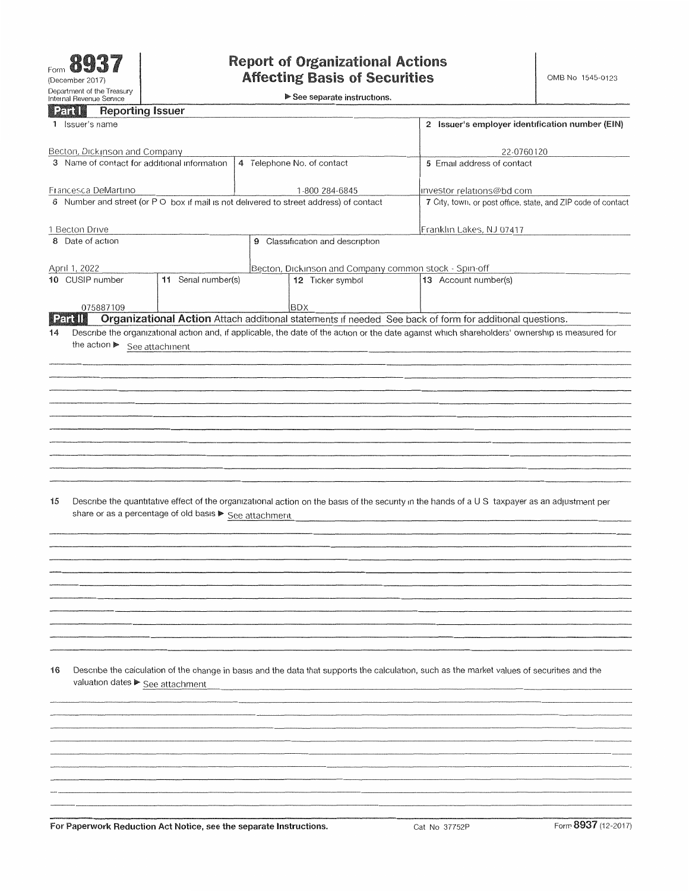Form **8937**
(December 2017)
Department of the Treasury
Internal Revenue Service

# Report of Organizational Actions Affecting Basis of Securities

▶ See separate instructions.

OMB No 1545-0123

## Part I Reporting Issuer

| 1 Issuer's name | | | 2 Issuer's employer identification number (EIN) |
|---|---|---|---|
| Becton, Dickinson and Company | | | 22-0760120 |
| 3 Name of contact for additional information | 4 Telephone No. of contact | | 5 Email address of contact |
| Francesca DeMartino | 1-800 284-6845 | | investor relations@bd com |
| 6 Number and street (or P O box if mail is not delivered to street address) of contact | | | 7 City, town, or post office, state, and ZIP code of contact |
| 1 Becton Drive | | | Franklin Lakes, NJ 07417 |
| 8 Date of action | 9 Classification and description | | |
| April 1, 2022 | Becton, Dickinson and Company common stock - Spin-off | | |
| 10 CUSIP number | 11 Serial number(s) | 12 Ticker symbol | 13 Account number(s) |
| 075887109 | | BDX | |

## Part II Organizational Action

Attach additional statements if needed See back of form for additional questions.

**14** Describe the organizational action and, if applicable, the date of the action or the date against which shareholders' ownership is measured for the action ▶ See attachment

**15** Describe the quantitative effect of the organizational action on the basis of the security in the hands of a U S taxpayer as an adjustment per share or as a percentage of old basis ▶ See attachment

**16** Describe the calculation of the change in basis and the data that supports the calculation, such as the market values of securities and the valuation dates ▶ See attachment

**For Paperwork Reduction Act Notice, see the separate Instructions.** Cat No 37752P Form **8937** (12-2017)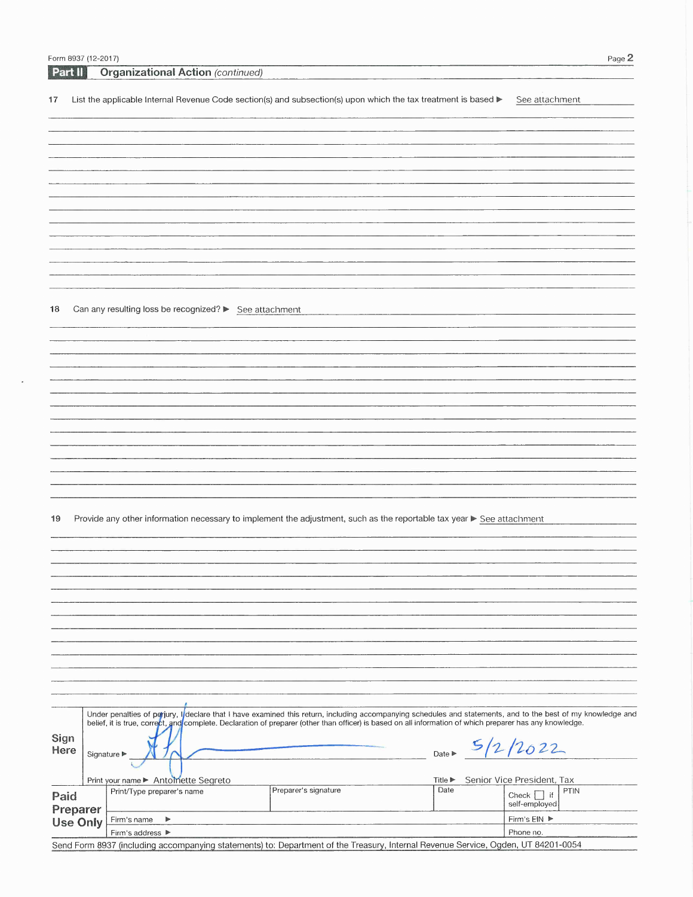## Part II Organizational Action *(continued)*

**17** List the applicable Internal Revenue Code section(s) and subsection(s) upon which the tax treatment is based ▶ See attachment

**18** Can any resulting loss be recognized? ▶ See attachment

**19** Provide any other information necessary to implement the adjustment, such as the reportable tax year ▶ See attachment

**Sign Here**

Under penalties of perjury, I declare that I have examined this return, including accompanying schedules and statements, and to the best of my knowledge and belief, it is true, correct, and complete. Declaration of preparer (other than officer) is based on all information of which preparer has any knowledge.

Signature ▶ [signature] Date ▶ 5/2/2022

Print your name ▶ Antoinette Segreto Title ▶ Senior Vice President, Tax

**Paid Preparer Use Only**

| Print/Type preparer's name | Preparer's signature | Date | Check ☐ if self-employed | PTIN |
|---|---|---|---|---|
| Firm's name ▶ | | | Firm's EIN ▶ | |
| Firm's address ▶ | | | Phone no. | |

Send Form 8937 (including accompanying statements) to: Department of the Treasury, Internal Revenue Service, Ogden, UT 84201-0054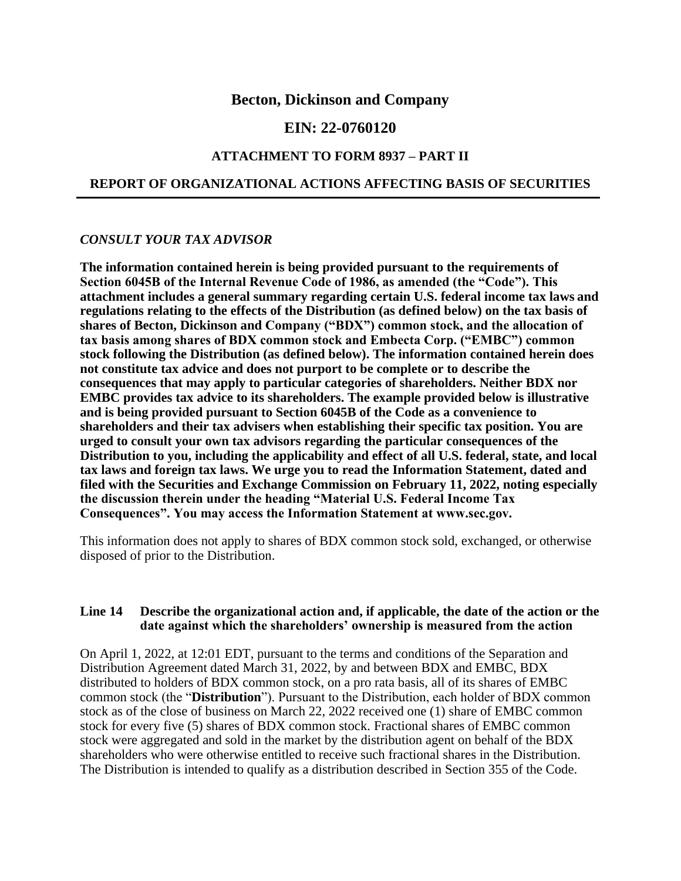# Becton, Dickinson and Company

## EIN: 22-0760120

### ATTACHMENT TO FORM 8937 – PART II

### REPORT OF ORGANIZATIONAL ACTIONS AFFECTING BASIS OF SECURITIES

---

***CONSULT YOUR TAX ADVISOR***

**The information contained herein is being provided pursuant to the requirements of Section 6045B of the Internal Revenue Code of 1986, as amended (the "Code"). This attachment includes a general summary regarding certain U.S. federal income tax laws and regulations relating to the effects of the Distribution (as defined below) on the tax basis of shares of Becton, Dickinson and Company ("BDX") common stock, and the allocation of tax basis among shares of BDX common stock and Embecta Corp. ("EMBC") common stock following the Distribution (as defined below). The information contained herein does not constitute tax advice and does not purport to be complete or to describe the consequences that may apply to particular categories of shareholders. Neither BDX nor EMBC provides tax advice to its shareholders. The example provided below is illustrative and is being provided pursuant to Section 6045B of the Code as a convenience to shareholders and their tax advisers when establishing their specific tax position. You are urged to consult your own tax advisors regarding the particular consequences of the Distribution to you, including the applicability and effect of all U.S. federal, state, and local tax laws and foreign tax laws. We urge you to read the Information Statement, dated and filed with the Securities and Exchange Commission on February 11, 2022, noting especially the discussion therein under the heading "Material U.S. Federal Income Tax Consequences". You may access the Information Statement at www.sec.gov.**

This information does not apply to shares of BDX common stock sold, exchanged, or otherwise disposed of prior to the Distribution.

**Line 14 Describe the organizational action and, if applicable, the date of the action or the date against which the shareholders' ownership is measured from the action**

On April 1, 2022, at 12:01 EDT, pursuant to the terms and conditions of the Separation and Distribution Agreement dated March 31, 2022, by and between BDX and EMBC, BDX distributed to holders of BDX common stock, on a pro rata basis, all of its shares of EMBC common stock (the "**Distribution**"). Pursuant to the Distribution, each holder of BDX common stock as of the close of business on March 22, 2022 received one (1) share of EMBC common stock for every five (5) shares of BDX common stock. Fractional shares of EMBC common stock were aggregated and sold in the market by the distribution agent on behalf of the BDX shareholders who were otherwise entitled to receive such fractional shares in the Distribution. The Distribution is intended to qualify as a distribution described in Section 355 of the Code.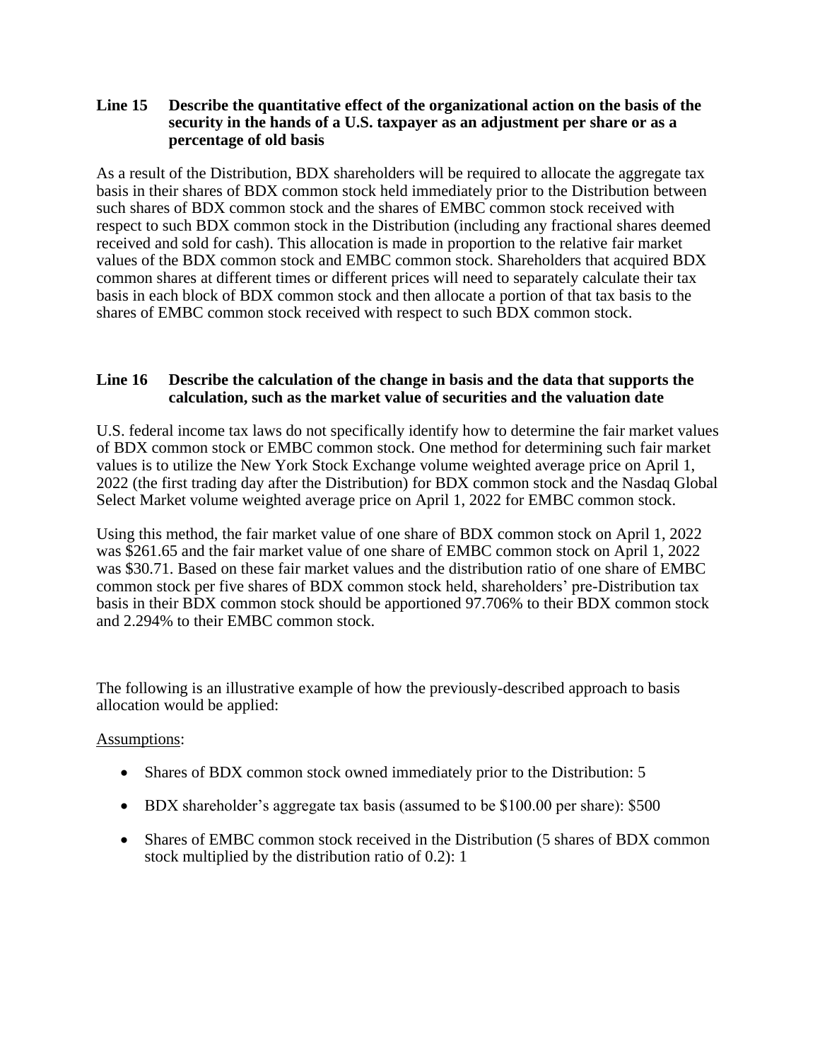**Line 15 Describe the quantitative effect of the organizational action on the basis of the security in the hands of a U.S. taxpayer as an adjustment per share or as a percentage of old basis**

As a result of the Distribution, BDX shareholders will be required to allocate the aggregate tax basis in their shares of BDX common stock held immediately prior to the Distribution between such shares of BDX common stock and the shares of EMBC common stock received with respect to such BDX common stock in the Distribution (including any fractional shares deemed received and sold for cash). This allocation is made in proportion to the relative fair market values of the BDX common stock and EMBC common stock. Shareholders that acquired BDX common shares at different times or different prices will need to separately calculate their tax basis in each block of BDX common stock and then allocate a portion of that tax basis to the shares of EMBC common stock received with respect to such BDX common stock.

**Line 16 Describe the calculation of the change in basis and the data that supports the calculation, such as the market value of securities and the valuation date**

U.S. federal income tax laws do not specifically identify how to determine the fair market values of BDX common stock or EMBC common stock. One method for determining such fair market values is to utilize the New York Stock Exchange volume weighted average price on April 1, 2022 (the first trading day after the Distribution) for BDX common stock and the Nasdaq Global Select Market volume weighted average price on April 1, 2022 for EMBC common stock.

Using this method, the fair market value of one share of BDX common stock on April 1, 2022 was $261.65 and the fair market value of one share of EMBC common stock on April 1, 2022 was $30.71. Based on these fair market values and the distribution ratio of one share of EMBC common stock per five shares of BDX common stock held, shareholders' pre-Distribution tax basis in their BDX common stock should be apportioned 97.706% to their BDX common stock and 2.294% to their EMBC common stock.

The following is an illustrative example of how the previously-described approach to basis allocation would be applied:

<u>Assumptions</u>:

- Shares of BDX common stock owned immediately prior to the Distribution: 5
- BDX shareholder's aggregate tax basis (assumed to be $100.00 per share): $500
- Shares of EMBC common stock received in the Distribution (5 shares of BDX common stock multiplied by the distribution ratio of 0.2): 1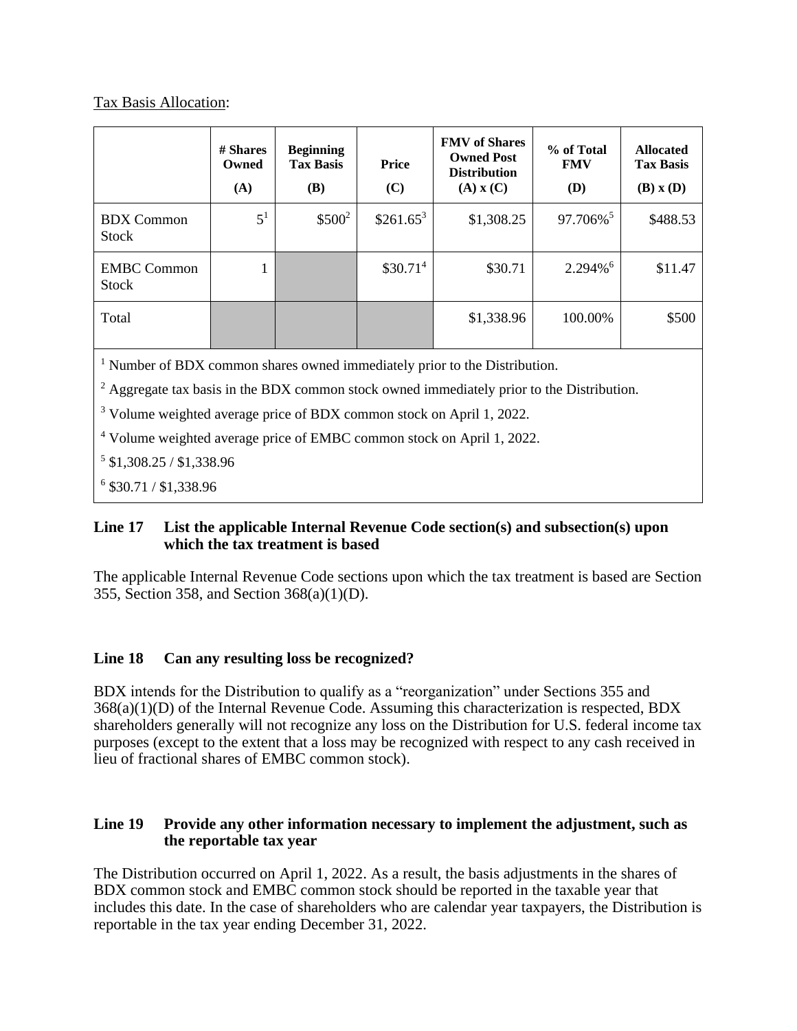Tax Basis Allocation:

| | # Shares Owned (A) | Beginning Tax Basis (B) | Price (C) | FMV of Shares Owned Post Distribution (A) x (C) | % of Total FMV (D) | Allocated Tax Basis (B) x (D) |
|---|---|---|---|---|---|---|
| BDX Common Stock | 5[1] | $500[2] | $261.65[3] | $1,308.25 | 97.706%[5] | $488.53 |
| EMBC Common Stock | 1 | | $30.71[4] | $30.71 | 2.294%[6] | $11.47 |
| Total | | | | $1,338.96 | 100.00% | $500 |

[1] Number of BDX common shares owned immediately prior to the Distribution.

[2] Aggregate tax basis in the BDX common stock owned immediately prior to the Distribution.

[3] Volume weighted average price of BDX common stock on April 1, 2022.

[4] Volume weighted average price of EMBC common stock on April 1, 2022.

[5] $1,308.25 / $1,338.96

[6] $30.71 / $1,338.96

## Line 17 List the applicable Internal Revenue Code section(s) and subsection(s) upon which the tax treatment is based

The applicable Internal Revenue Code sections upon which the tax treatment is based are Section 355, Section 358, and Section 368(a)(1)(D).

## Line 18 Can any resulting loss be recognized?

BDX intends for the Distribution to qualify as a "reorganization" under Sections 355 and 368(a)(1)(D) of the Internal Revenue Code. Assuming this characterization is respected, BDX shareholders generally will not recognize any loss on the Distribution for U.S. federal income tax purposes (except to the extent that a loss may be recognized with respect to any cash received in lieu of fractional shares of EMBC common stock).

## Line 19 Provide any other information necessary to implement the adjustment, such as the reportable tax year

The Distribution occurred on April 1, 2022. As a result, the basis adjustments in the shares of BDX common stock and EMBC common stock should be reported in the taxable year that includes this date. In the case of shareholders who are calendar year taxpayers, the Distribution is reportable in the tax year ending December 31, 2022.